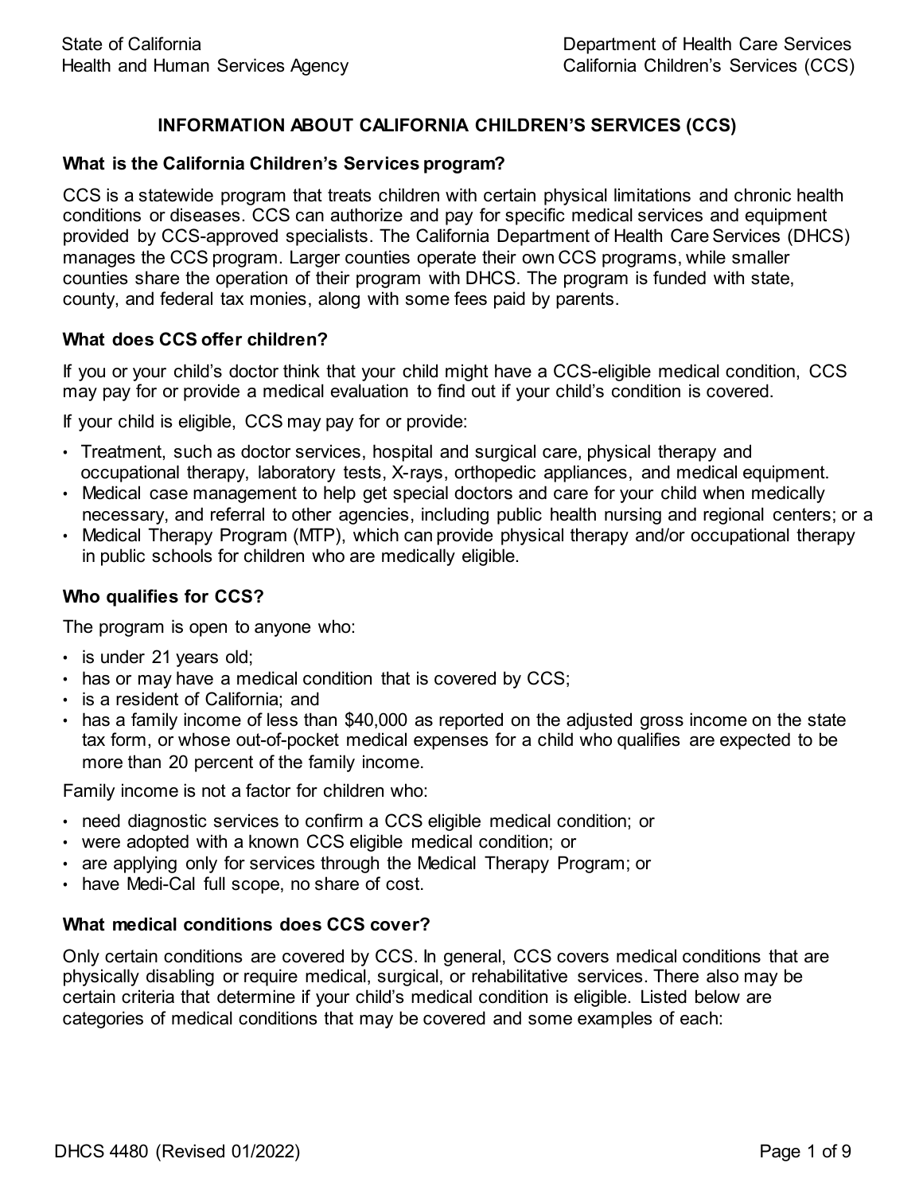State of California
Health and Human Services Agency

Department of Health Care Services
California Children's Services (CCS)

# INFORMATION ABOUT CALIFORNIA CHILDREN'S SERVICES (CCS)

## What is the California Children's Services program?

CCS is a statewide program that treats children with certain physical limitations and chronic health conditions or diseases. CCS can authorize and pay for specific medical services and equipment provided by CCS-approved specialists. The California Department of Health Care Services (DHCS) manages the CCS program. Larger counties operate their own CCS programs, while smaller counties share the operation of their program with DHCS. The program is funded with state, county, and federal tax monies, along with some fees paid by parents.

## What does CCS offer children?

If you or your child's doctor think that your child might have a CCS-eligible medical condition, CCS may pay for or provide a medical evaluation to find out if your child's condition is covered.

If your child is eligible, CCS may pay for or provide:

- Treatment, such as doctor services, hospital and surgical care, physical therapy and occupational therapy, laboratory tests, X-rays, orthopedic appliances, and medical equipment.
- Medical case management to help get special doctors and care for your child when medically necessary, and referral to other agencies, including public health nursing and regional centers; or a
- Medical Therapy Program (MTP), which can provide physical therapy and/or occupational therapy in public schools for children who are medically eligible.

## Who qualifies for CCS?

The program is open to anyone who:

- is under 21 years old;
- has or may have a medical condition that is covered by CCS;
- is a resident of California; and
- has a family income of less than $40,000 as reported on the adjusted gross income on the state tax form, or whose out-of-pocket medical expenses for a child who qualifies are expected to be more than 20 percent of the family income.

Family income is not a factor for children who:

- need diagnostic services to confirm a CCS eligible medical condition; or
- were adopted with a known CCS eligible medical condition; or
- are applying only for services through the Medical Therapy Program; or
- have Medi-Cal full scope, no share of cost.

## What medical conditions does CCS cover?

Only certain conditions are covered by CCS. In general, CCS covers medical conditions that are physically disabling or require medical, surgical, or rehabilitative services. There also may be certain criteria that determine if your child's medical condition is eligible. Listed below are categories of medical conditions that may be covered and some examples of each:

DHCS 4480 (Revised 01/2022)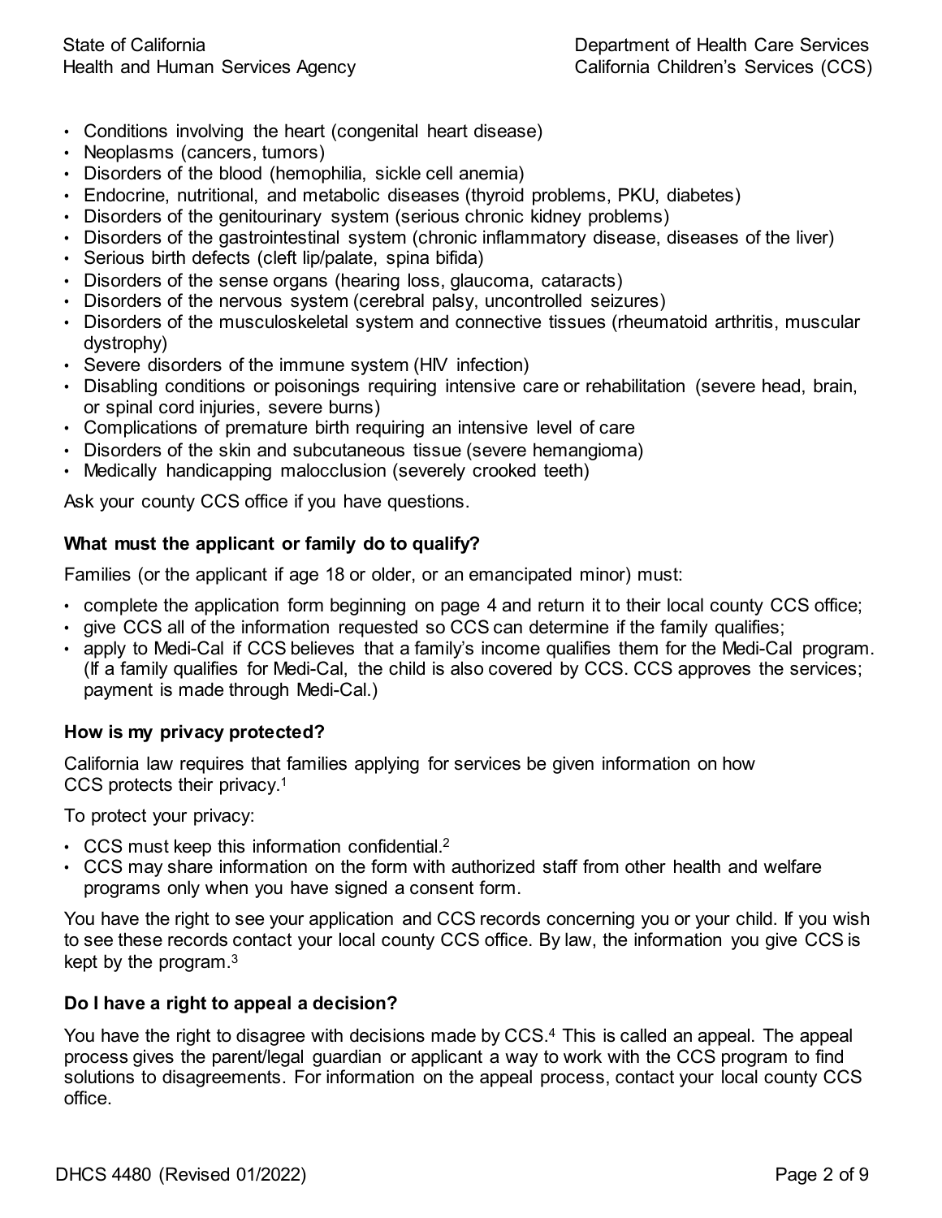- Conditions involving the heart (congenital heart disease)
- Neoplasms (cancers, tumors)
- Disorders of the blood (hemophilia, sickle cell anemia)
- Endocrine, nutritional, and metabolic diseases (thyroid problems, PKU, diabetes)
- Disorders of the genitourinary system (serious chronic kidney problems)
- Disorders of the gastrointestinal system (chronic inflammatory disease, diseases of the liver)
- Serious birth defects (cleft lip/palate, spina bifida)
- Disorders of the sense organs (hearing loss, glaucoma, cataracts)
- Disorders of the nervous system (cerebral palsy, uncontrolled seizures)
- Disorders of the musculoskeletal system and connective tissues (rheumatoid arthritis, muscular dystrophy)
- Severe disorders of the immune system (HIV infection)
- Disabling conditions or poisonings requiring intensive care or rehabilitation (severe head, brain, or spinal cord injuries, severe burns)
- Complications of premature birth requiring an intensive level of care
- Disorders of the skin and subcutaneous tissue (severe hemangioma)
- Medically handicapping malocclusion (severely crooked teeth)

Ask your county CCS office if you have questions.

**What must the applicant or family do to qualify?**

Families (or the applicant if age 18 or older, or an emancipated minor) must:

- complete the application form beginning on page 4 and return it to their local county CCS office;
- give CCS all of the information requested so CCS can determine if the family qualifies;
- apply to Medi-Cal if CCS believes that a family's income qualifies them for the Medi-Cal program. (If a family qualifies for Medi-Cal, the child is also covered by CCS. CCS approves the services; payment is made through Medi-Cal.)

**How is my privacy protected?**

California law requires that families applying for services be given information on how CCS protects their privacy.[1]

To protect your privacy:

- CCS must keep this information confidential.[2]
- CCS may share information on the form with authorized staff from other health and welfare programs only when you have signed a consent form.

You have the right to see your application and CCS records concerning you or your child. If you wish to see these records contact your local county CCS office. By law, the information you give CCS is kept by the program.[3]

**Do I have a right to appeal a decision?**

You have the right to disagree with decisions made by CCS.[4] This is called an appeal. The appeal process gives the parent/legal guardian or applicant a way to work with the CCS program to find solutions to disagreements. For information on the appeal process, contact your local county CCS office.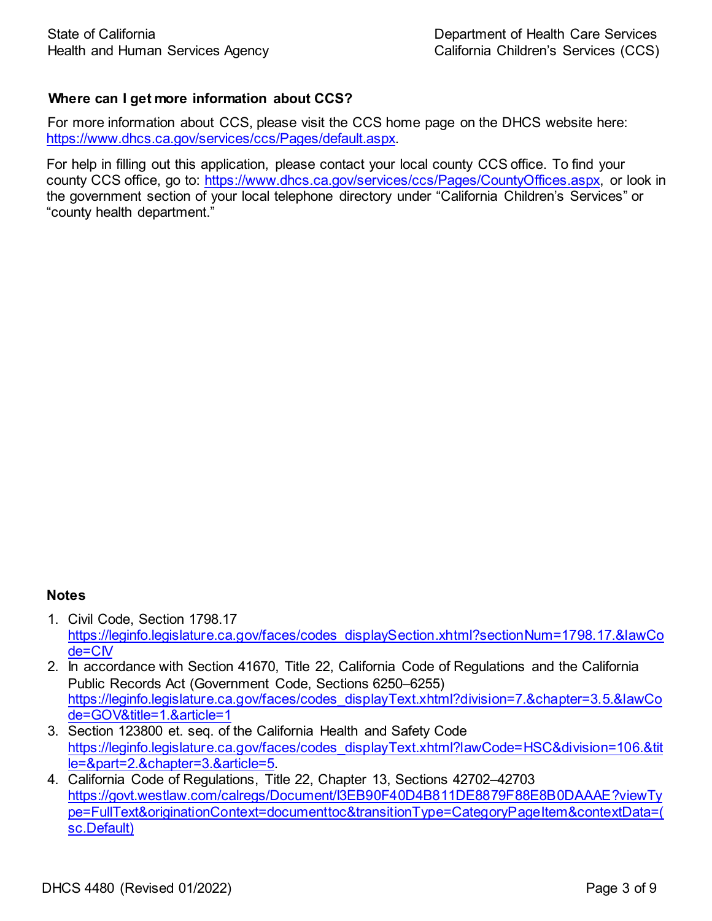### Where can I get more information about CCS?

For more information about CCS, please visit the CCS home page on the DHCS website here: https://www.dhcs.ca.gov/services/ccs/Pages/default.aspx.

For help in filling out this application, please contact your local county CCS office. To find your county CCS office, go to: https://www.dhcs.ca.gov/services/ccs/Pages/CountyOffices.aspx, or look in the government section of your local telephone directory under "California Children's Services" or "county health department."

### Notes

1. Civil Code, Section 1798.17 https://leginfo.legislature.ca.gov/faces/codes_displaySection.xhtml?sectionNum=1798.17.&lawCode=CIV
2. In accordance with Section 41670, Title 22, California Code of Regulations and the California Public Records Act (Government Code, Sections 6250–6255) https://leginfo.legislature.ca.gov/faces/codes_displayText.xhtml?division=7.&chapter=3.5.&lawCode=GOV&title=1.&article=1
3. Section 123800 et. seq. of the California Health and Safety Code https://leginfo.legislature.ca.gov/faces/codes_displayText.xhtml?lawCode=HSC&division=106.&title=&part=2.&chapter=3.&article=5.
4. California Code of Regulations, Title 22, Chapter 13, Sections 42702–42703 https://govt.westlaw.com/calregs/Document/I3EB90F40D4B811DE8879F88E8B0DAAAE?viewType=FullText&originationContext=documenttoc&transitionType=CategoryPageItem&contextData=(sc.Default)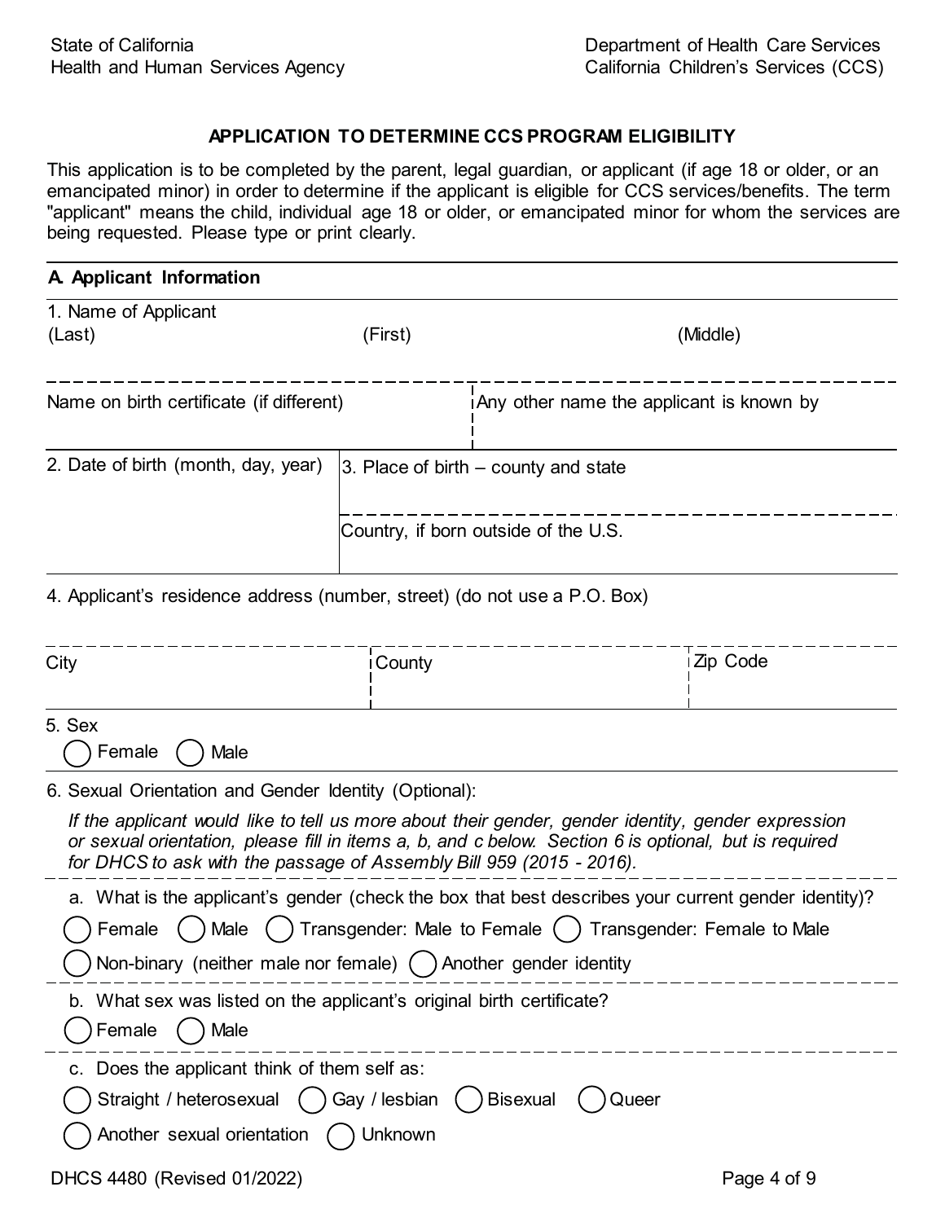State of California
Health and Human Services Agency

Department of Health Care Services
California Children's Services (CCS)

## APPLICATION TO DETERMINE CCS PROGRAM ELIGIBILITY

This application is to be completed by the parent, legal guardian, or applicant (if age 18 or older, or an emancipated minor) in order to determine if the applicant is eligible for CCS services/benefits. The term "applicant" means the child, individual age 18 or older, or emancipated minor for whom the services are being requested. Please type or print clearly.

### A. Applicant Information

1. Name of Applicant
(Last) (First) (Middle)

Name on birth certificate (if different)

Any other name the applicant is known by

2. Date of birth (month, day, year)

3. Place of birth – county and state

Country, if born outside of the U.S.

4. Applicant's residence address (number, street) (do not use a P.O. Box)

City

County

Zip Code

5. Sex
◯ Female ◯ Male

6. Sexual Orientation and Gender Identity (Optional):

*If the applicant would like to tell us more about their gender, gender identity, gender expression or sexual orientation, please fill in items a, b, and c below. Section 6 is optional, but is required for DHCS to ask with the passage of Assembly Bill 959 (2015 - 2016).*

a. What is the applicant's gender (check the box that best describes your current gender identity)?
◯ Female ◯ Male ◯ Transgender: Male to Female ◯ Transgender: Female to Male
◯ Non-binary (neither male nor female) ◯ Another gender identity

b. What sex was listed on the applicant's original birth certificate?
◯ Female ◯ Male

c. Does the applicant think of them self as:
◯ Straight / heterosexual ◯ Gay / lesbian ◯ Bisexual ◯ Queer
◯ Another sexual orientation ◯ Unknown

DHCS 4480 (Revised 01/2022)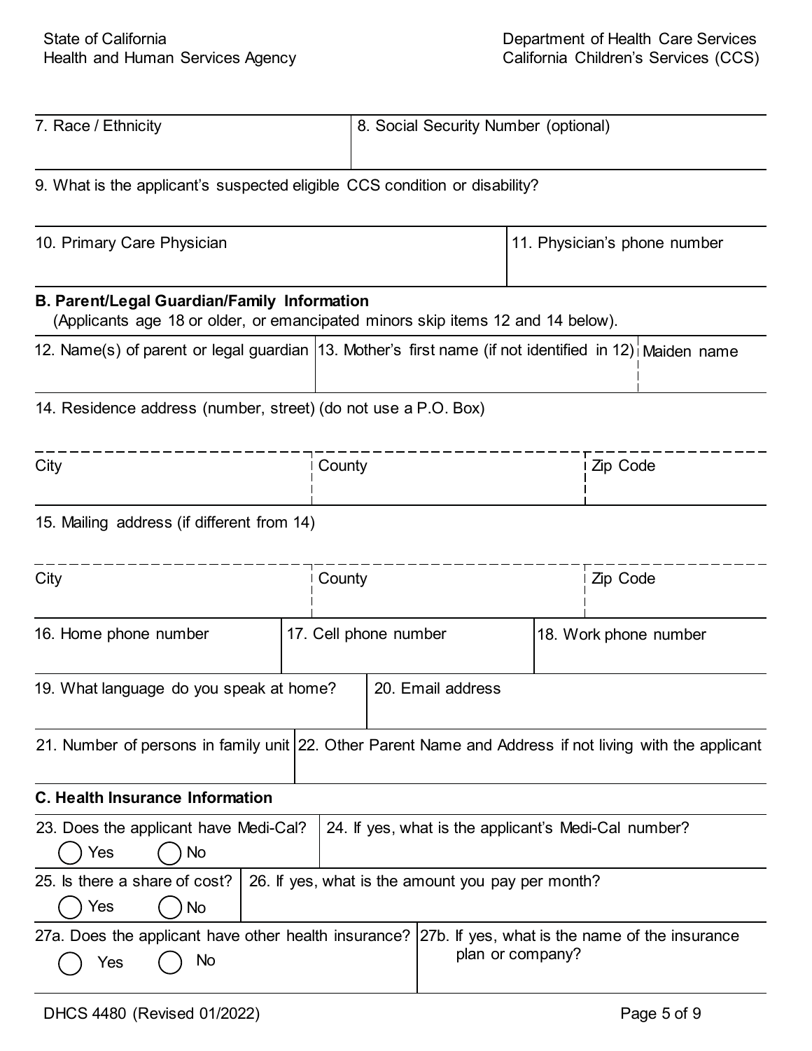7. Race / Ethnicity

8. Social Security Number (optional)

9. What is the applicant's suspected eligible CCS condition or disability?

10. Primary Care Physician

11. Physician's phone number

**B. Parent/Legal Guardian/Family Information**

(Applicants age 18 or older, or emancipated minors skip items 12 and 14 below).

12. Name(s) of parent or legal guardian

13. Mother's first name (if not identified in 12)

Maiden name

14. Residence address (number, street) (do not use a P.O. Box)

City

County

Zip Code

15. Mailing address (if different from 14)

City

County

Zip Code

16. Home phone number

17. Cell phone number

18. Work phone number

19. What language do you speak at home?

20. Email address

21. Number of persons in family unit

22. Other Parent Name and Address if not living with the applicant

**C. Health Insurance Information**

23. Does the applicant have Medi-Cal?
◯ Yes ◯ No

24. If yes, what is the applicant's Medi-Cal number?

25. Is there a share of cost?
◯ Yes ◯ No

26. If yes, what is the amount you pay per month?

27a. Does the applicant have other health insurance?
◯ Yes ◯ No

27b. If yes, what is the name of the insurance plan or company?

DHCS 4480 (Revised 01/2022)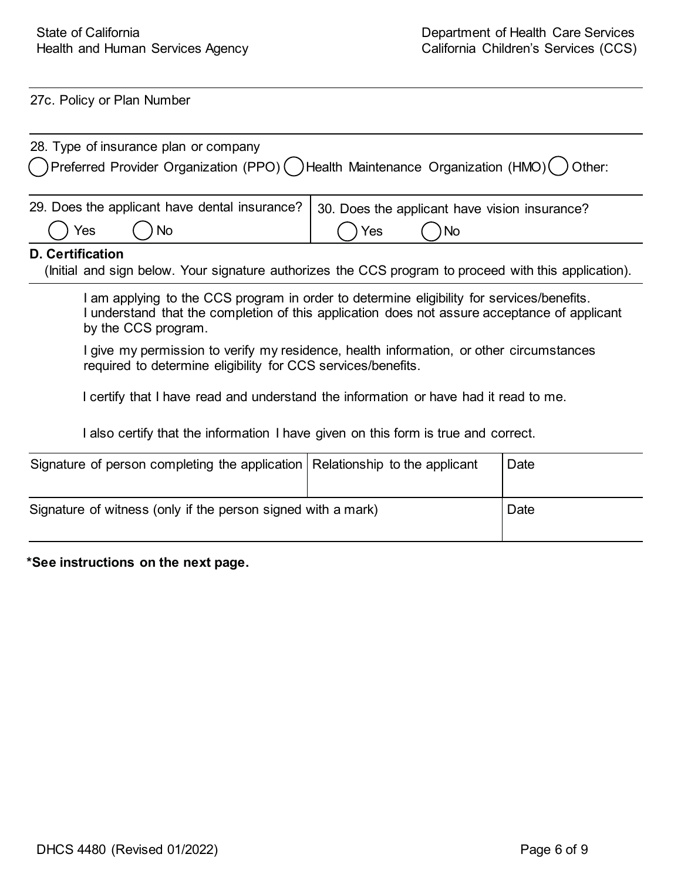27c. Policy or Plan Number

28. Type of insurance plan or company

( ) Preferred Provider Organization (PPO) ( ) Health Maintenance Organization (HMO) ( ) Other:

| 29. Does the applicant have dental insurance? | 30. Does the applicant have vision insurance? |
|---|---|
| ( ) Yes ( ) No | ( ) Yes ( ) No |

**D. Certification**

(Initial and sign below. Your signature authorizes the CCS program to proceed with this application).

I am applying to the CCS program in order to determine eligibility for services/benefits. I understand that the completion of this application does not assure acceptance of applicant by the CCS program.

I give my permission to verify my residence, health information, or other circumstances required to determine eligibility for CCS services/benefits.

I certify that I have read and understand the information or have had it read to me.

I also certify that the information I have given on this form is true and correct.

| Signature of person completing the application | Relationship to the applicant | Date |
|---|---|---|
| | | |

| Signature of witness (only if the person signed with a mark) | Date |
|---|---|
| | |

**\*See instructions on the next page.**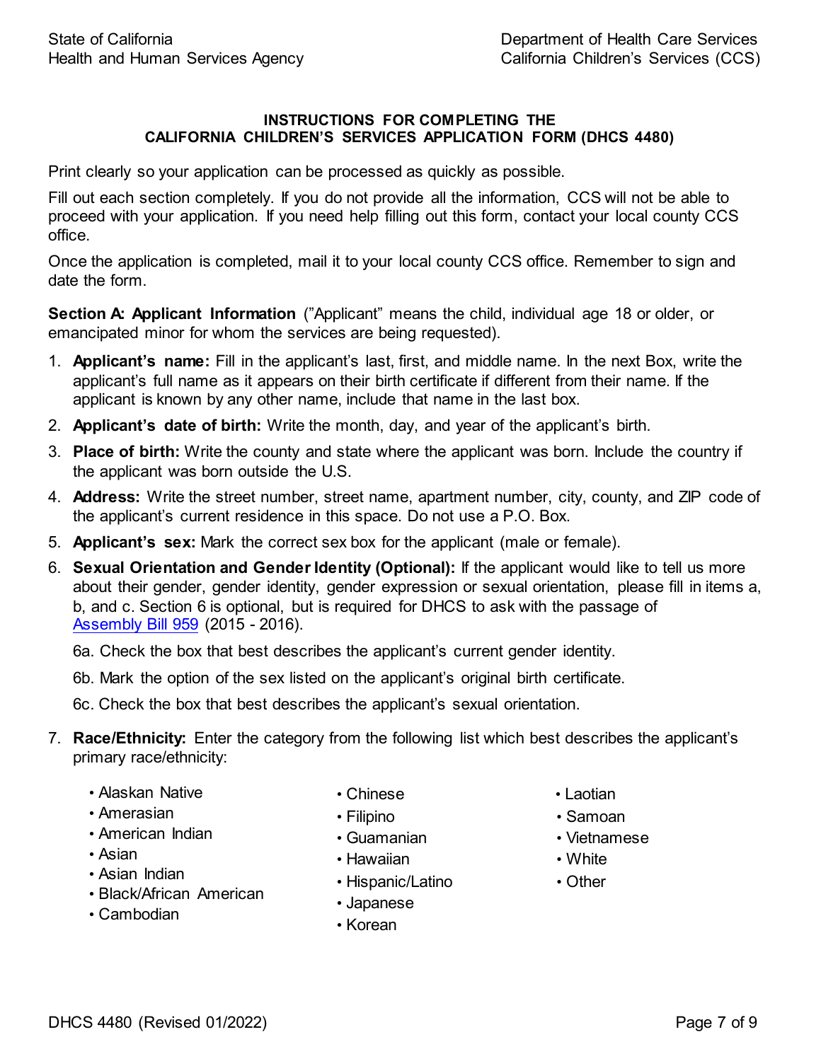State of California
Health and Human Services Agency

Department of Health Care Services
California Children's Services (CCS)

### INSTRUCTIONS FOR COMPLETING THE CALIFORNIA CHILDREN'S SERVICES APPLICATION FORM (DHCS 4480)

Print clearly so your application can be processed as quickly as possible.

Fill out each section completely. If you do not provide all the information, CCS will not be able to proceed with your application. If you need help filling out this form, contact your local county CCS office.

Once the application is completed, mail it to your local county CCS office. Remember to sign and date the form.

**Section A: Applicant Information** ("Applicant" means the child, individual age 18 or older, or emancipated minor for whom the services are being requested).

1. **Applicant's name:** Fill in the applicant's last, first, and middle name. In the next Box, write the applicant's full name as it appears on their birth certificate if different from their name. If the applicant is known by any other name, include that name in the last box.
2. **Applicant's date of birth:** Write the month, day, and year of the applicant's birth.
3. **Place of birth:** Write the county and state where the applicant was born. Include the country if the applicant was born outside the U.S.
4. **Address:** Write the street number, street name, apartment number, city, county, and ZIP code of the applicant's current residence in this space. Do not use a P.O. Box.
5. **Applicant's sex:** Mark the correct sex box for the applicant (male or female).
6. **Sexual Orientation and Gender Identity (Optional):** If the applicant would like to tell us more about their gender, gender identity, gender expression or sexual orientation, please fill in items a, b, and c. Section 6 is optional, but is required for DHCS to ask with the passage of Assembly Bill 959 (2015 - 2016).

   6a. Check the box that best describes the applicant's current gender identity.

   6b. Mark the option of the sex listed on the applicant's original birth certificate.

   6c. Check the box that best describes the applicant's sexual orientation.

7. **Race/Ethnicity:** Enter the category from the following list which best describes the applicant's primary race/ethnicity:

   - Alaskan Native
   - Amerasian
   - American Indian
   - Asian
   - Asian Indian
   - Black/African American
   - Cambodian
   - Chinese
   - Filipino
   - Guamanian
   - Hawaiian
   - Hispanic/Latino
   - Japanese
   - Korean
   - Laotian
   - Samoan
   - Vietnamese
   - White
   - Other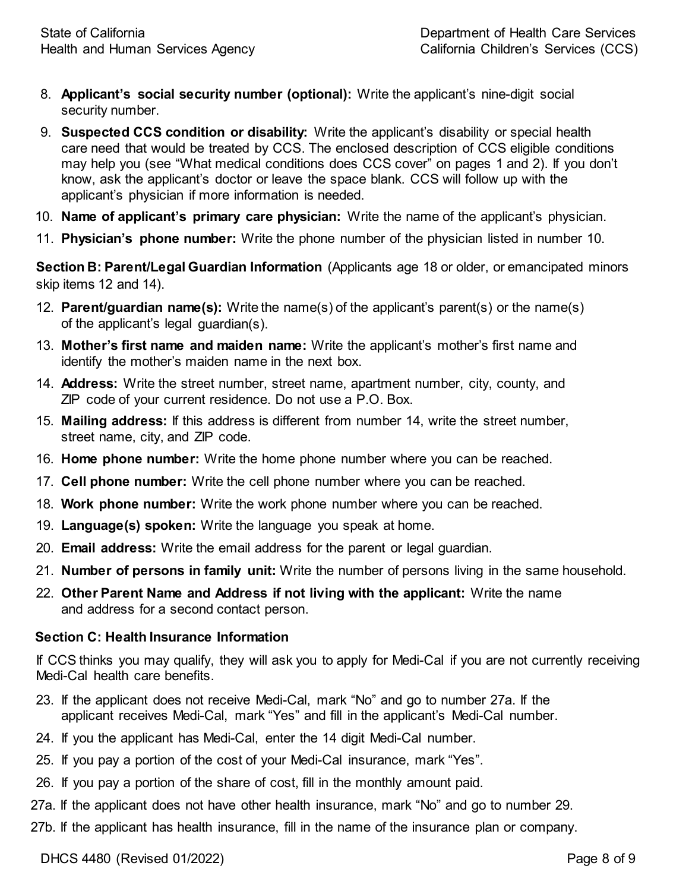8. **Applicant's social security number (optional):** Write the applicant's nine-digit social security number.
9. **Suspected CCS condition or disability:** Write the applicant's disability or special health care need that would be treated by CCS. The enclosed description of CCS eligible conditions may help you (see "What medical conditions does CCS cover" on pages 1 and 2). If you don't know, ask the applicant's doctor or leave the space blank. CCS will follow up with the applicant's physician if more information is needed.
10. **Name of applicant's primary care physician:** Write the name of the applicant's physician.
11. **Physician's phone number:** Write the phone number of the physician listed in number 10.

**Section B: Parent/Legal Guardian Information** (Applicants age 18 or older, or emancipated minors skip items 12 and 14).

12. **Parent/guardian name(s):** Write the name(s) of the applicant's parent(s) or the name(s) of the applicant's legal guardian(s).
13. **Mother's first name and maiden name:** Write the applicant's mother's first name and identify the mother's maiden name in the next box.
14. **Address:** Write the street number, street name, apartment number, city, county, and ZIP code of your current residence. Do not use a P.O. Box.
15. **Mailing address:** If this address is different from number 14, write the street number, street name, city, and ZIP code.
16. **Home phone number:** Write the home phone number where you can be reached.
17. **Cell phone number:** Write the cell phone number where you can be reached.
18. **Work phone number:** Write the work phone number where you can be reached.
19. **Language(s) spoken:** Write the language you speak at home.
20. **Email address:** Write the email address for the parent or legal guardian.
21. **Number of persons in family unit:** Write the number of persons living in the same household.
22. **Other Parent Name and Address if not living with the applicant:** Write the name and address for a second contact person.

**Section C: Health Insurance Information**

If CCS thinks you may qualify, they will ask you to apply for Medi-Cal if you are not currently receiving Medi-Cal health care benefits.

23. If the applicant does not receive Medi-Cal, mark "No" and go to number 27a. If the applicant receives Medi-Cal, mark "Yes" and fill in the applicant's Medi-Cal number.
24. If you the applicant has Medi-Cal, enter the 14 digit Medi-Cal number.
25. If you pay a portion of the cost of your Medi-Cal insurance, mark "Yes".
26. If you pay a portion of the share of cost, fill in the monthly amount paid.

27a. If the applicant does not have other health insurance, mark "No" and go to number 29.

27b. If the applicant has health insurance, fill in the name of the insurance plan or company.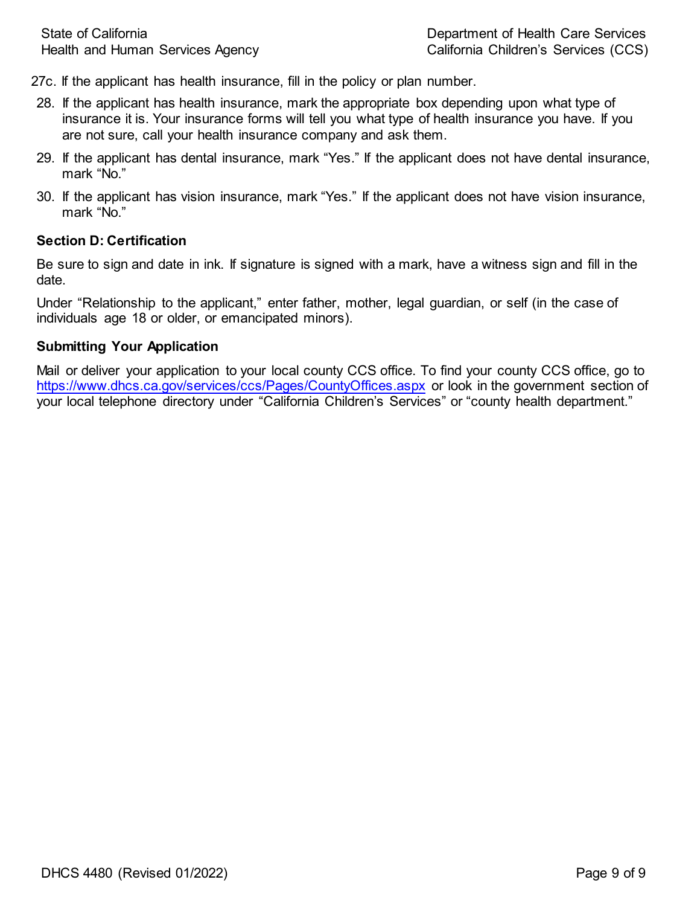27c. If the applicant has health insurance, fill in the policy or plan number.

28. If the applicant has health insurance, mark the appropriate box depending upon what type of insurance it is. Your insurance forms will tell you what type of health insurance you have. If you are not sure, call your health insurance company and ask them.

29. If the applicant has dental insurance, mark "Yes." If the applicant does not have dental insurance, mark "No."

30. If the applicant has vision insurance, mark "Yes." If the applicant does not have vision insurance, mark "No."

**Section D: Certification**

Be sure to sign and date in ink. If signature is signed with a mark, have a witness sign and fill in the date.

Under "Relationship to the applicant," enter father, mother, legal guardian, or self (in the case of individuals age 18 or older, or emancipated minors).

**Submitting Your Application**

Mail or deliver your application to your local county CCS office. To find your county CCS office, go to https://www.dhcs.ca.gov/services/ccs/Pages/CountyOffices.aspx or look in the government section of your local telephone directory under "California Children's Services" or "county health department."